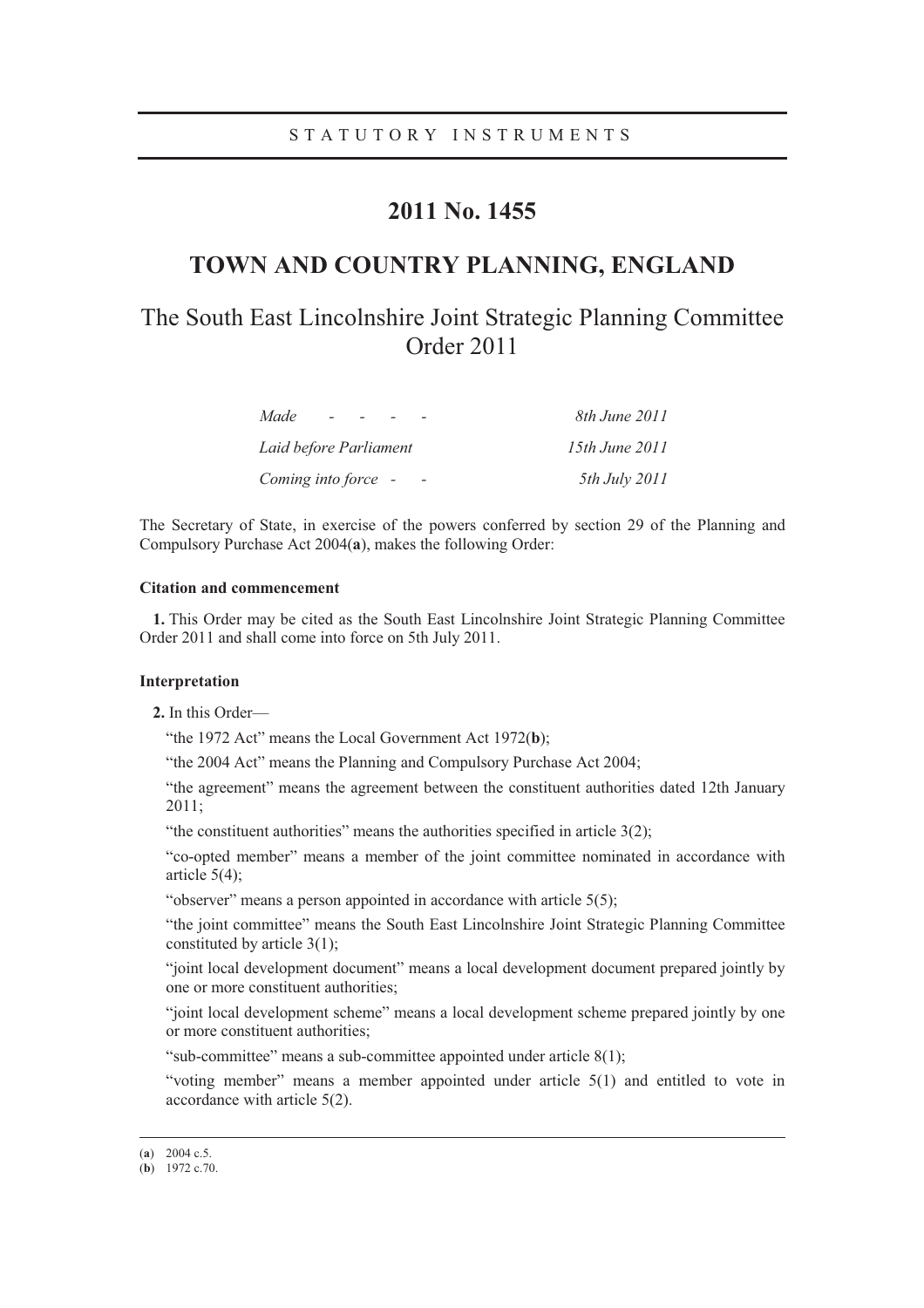STATUTORY INSTRUMENTS

# 2011 No. 1455

# TOWN AND COUNTRY PLANNING, ENGLAND

## The South East Lincolnshire Joint Strategic Planning Committee Order 2011

| | |
|---|---|
| *Made - - - -* | *8th June 2011* |
| *Laid before Parliament* | *15th June 2011* |
| *Coming into force - -* | *5th July 2011* |

The Secretary of State, in exercise of the powers conferred by section 29 of the Planning and Compulsory Purchase Act 2004(**a**), makes the following Order:

**Citation and commencement**

**1.** This Order may be cited as the South East Lincolnshire Joint Strategic Planning Committee Order 2011 and shall come into force on 5th July 2011.

**Interpretation**

**2.** In this Order—

"the 1972 Act" means the Local Government Act 1972(**b**);

"the 2004 Act" means the Planning and Compulsory Purchase Act 2004;

"the agreement" means the agreement between the constituent authorities dated 12th January 2011;

"the constituent authorities" means the authorities specified in article 3(2);

"co-opted member" means a member of the joint committee nominated in accordance with article 5(4);

"observer" means a person appointed in accordance with article 5(5);

"the joint committee" means the South East Lincolnshire Joint Strategic Planning Committee constituted by article 3(1);

"joint local development document" means a local development document prepared jointly by one or more constituent authorities;

"joint local development scheme" means a local development scheme prepared jointly by one or more constituent authorities;

"sub-committee" means a sub-committee appointed under article 8(1);

"voting member" means a member appointed under article 5(1) and entitled to vote in accordance with article 5(2).

(**a**) 2004 c.5.
(**b**) 1972 c.70.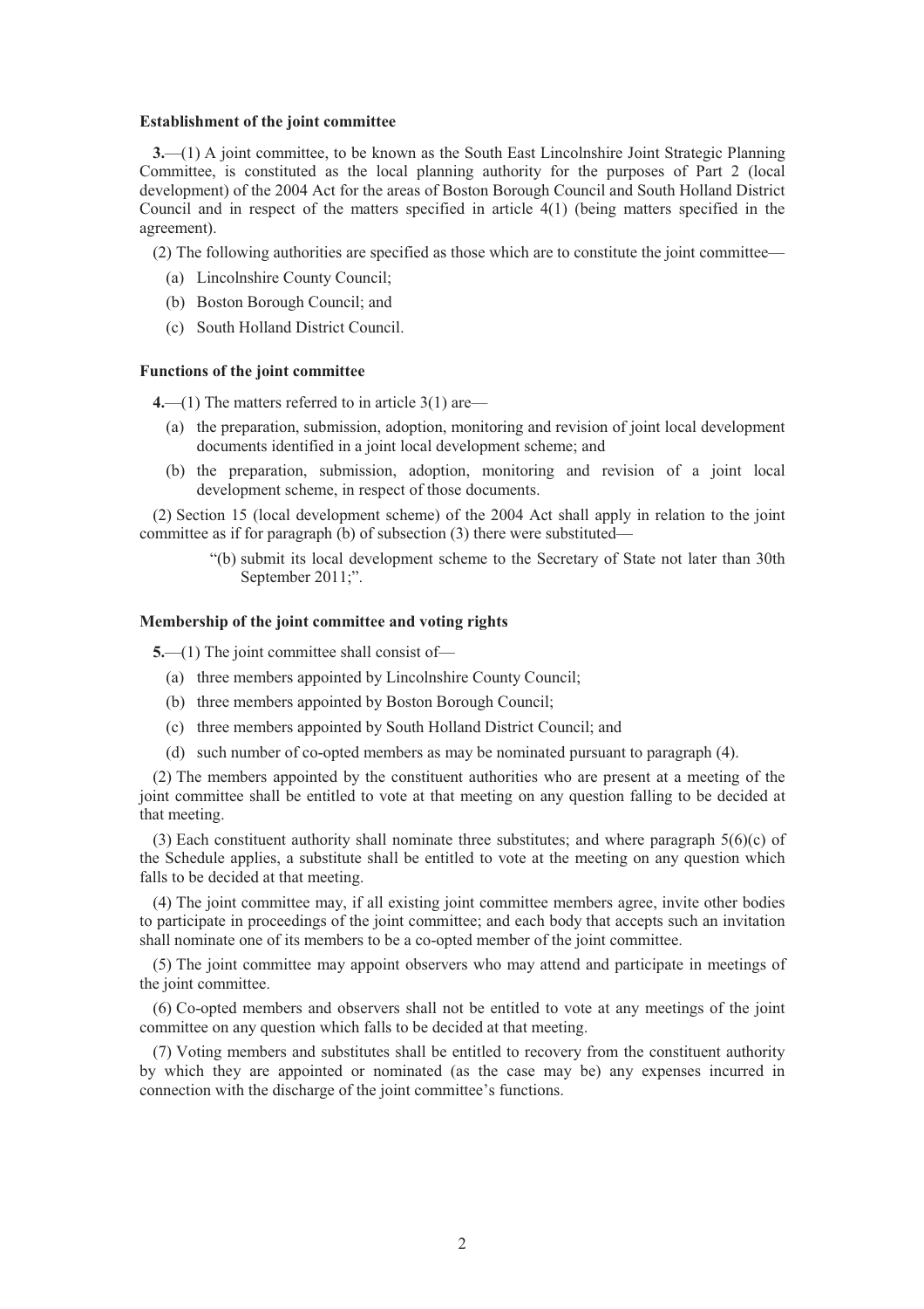**Establishment of the joint committee**

**3.**—(1) A joint committee, to be known as the South East Lincolnshire Joint Strategic Planning Committee, is constituted as the local planning authority for the purposes of Part 2 (local development) of the 2004 Act for the areas of Boston Borough Council and South Holland District Council and in respect of the matters specified in article 4(1) (being matters specified in the agreement).

(2) The following authorities are specified as those which are to constitute the joint committee—

(a) Lincolnshire County Council;

(b) Boston Borough Council; and

(c) South Holland District Council.

**Functions of the joint committee**

**4.**—(1) The matters referred to in article 3(1) are—

(a) the preparation, submission, adoption, monitoring and revision of joint local development documents identified in a joint local development scheme; and

(b) the preparation, submission, adoption, monitoring and revision of a joint local development scheme, in respect of those documents.

(2) Section 15 (local development scheme) of the 2004 Act shall apply in relation to the joint committee as if for paragraph (b) of subsection (3) there were substituted—

> "(b) submit its local development scheme to the Secretary of State not later than 30th September 2011;".

**Membership of the joint committee and voting rights**

**5.**—(1) The joint committee shall consist of—

(a) three members appointed by Lincolnshire County Council;

(b) three members appointed by Boston Borough Council;

(c) three members appointed by South Holland District Council; and

(d) such number of co-opted members as may be nominated pursuant to paragraph (4).

(2) The members appointed by the constituent authorities who are present at a meeting of the joint committee shall be entitled to vote at that meeting on any question falling to be decided at that meeting.

(3) Each constituent authority shall nominate three substitutes; and where paragraph 5(6)(c) of the Schedule applies, a substitute shall be entitled to vote at the meeting on any question which falls to be decided at that meeting.

(4) The joint committee may, if all existing joint committee members agree, invite other bodies to participate in proceedings of the joint committee; and each body that accepts such an invitation shall nominate one of its members to be a co-opted member of the joint committee.

(5) The joint committee may appoint observers who may attend and participate in meetings of the joint committee.

(6) Co-opted members and observers shall not be entitled to vote at any meetings of the joint committee on any question which falls to be decided at that meeting.

(7) Voting members and substitutes shall be entitled to recovery from the constituent authority by which they are appointed or nominated (as the case may be) any expenses incurred in connection with the discharge of the joint committee's functions.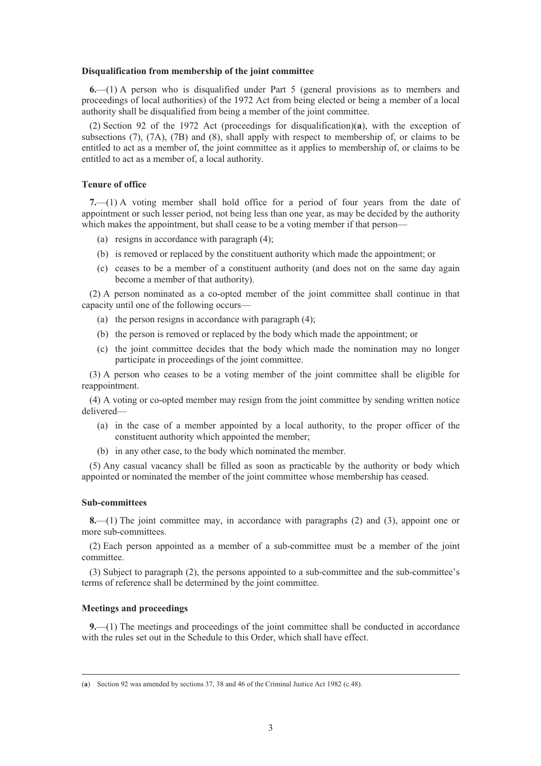**Disqualification from membership of the joint committee**

**6.**—(1) A person who is disqualified under Part 5 (general provisions as to members and proceedings of local authorities) of the 1972 Act from being elected or being a member of a local authority shall be disqualified from being a member of the joint committee.

(2) Section 92 of the 1972 Act (proceedings for disqualification)(**a**), with the exception of subsections (7), (7A), (7B) and (8), shall apply with respect to membership of, or claims to be entitled to act as a member of, the joint committee as it applies to membership of, or claims to be entitled to act as a member of, a local authority.

**Tenure of office**

**7.**—(1) A voting member shall hold office for a period of four years from the date of appointment or such lesser period, not being less than one year, as may be decided by the authority which makes the appointment, but shall cease to be a voting member if that person—

(a) resigns in accordance with paragraph (4);

(b) is removed or replaced by the constituent authority which made the appointment; or

(c) ceases to be a member of a constituent authority (and does not on the same day again become a member of that authority).

(2) A person nominated as a co-opted member of the joint committee shall continue in that capacity until one of the following occurs—

(a) the person resigns in accordance with paragraph (4);

(b) the person is removed or replaced by the body which made the appointment; or

(c) the joint committee decides that the body which made the nomination may no longer participate in proceedings of the joint committee.

(3) A person who ceases to be a voting member of the joint committee shall be eligible for reappointment.

(4) A voting or co-opted member may resign from the joint committee by sending written notice delivered—

(a) in the case of a member appointed by a local authority, to the proper officer of the constituent authority which appointed the member;

(b) in any other case, to the body which nominated the member.

(5) Any casual vacancy shall be filled as soon as practicable by the authority or body which appointed or nominated the member of the joint committee whose membership has ceased.

**Sub-committees**

**8.**—(1) The joint committee may, in accordance with paragraphs (2) and (3), appoint one or more sub-committees.

(2) Each person appointed as a member of a sub-committee must be a member of the joint committee.

(3) Subject to paragraph (2), the persons appointed to a sub-committee and the sub-committee's terms of reference shall be determined by the joint committee.

**Meetings and proceedings**

**9.**—(1) The meetings and proceedings of the joint committee shall be conducted in accordance with the rules set out in the Schedule to this Order, which shall have effect.

---

(**a**) Section 92 was amended by sections 37, 38 and 46 of the Criminal Justice Act 1982 (c.48).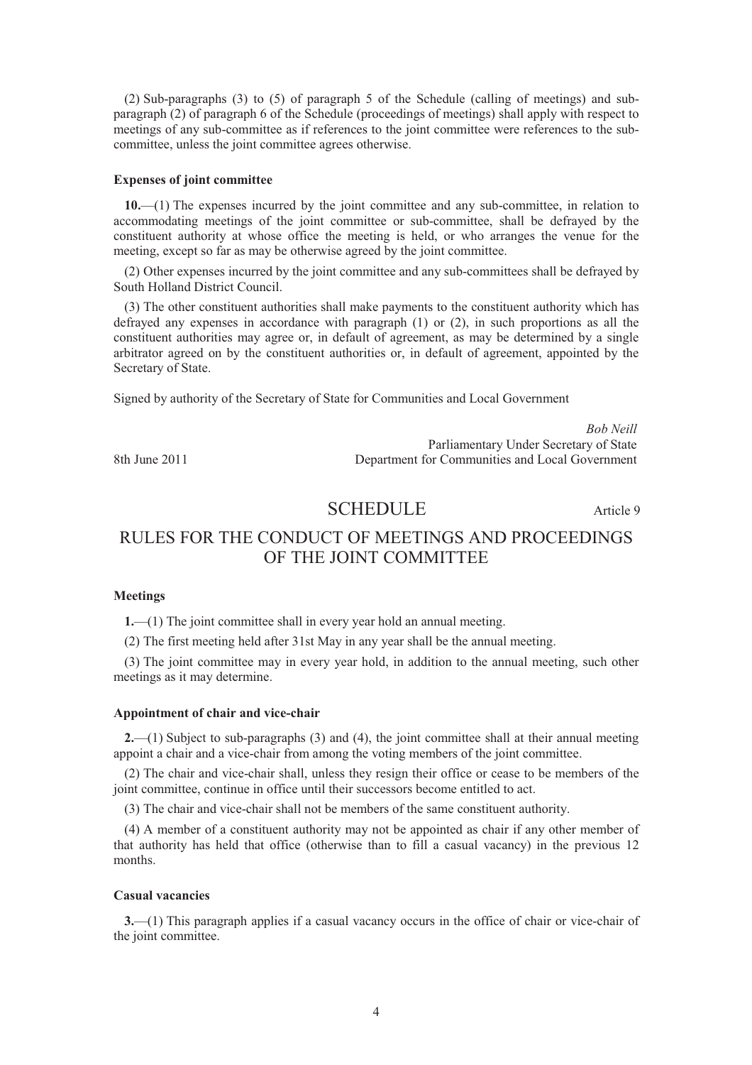(2) Sub-paragraphs (3) to (5) of paragraph 5 of the Schedule (calling of meetings) and sub-paragraph (2) of paragraph 6 of the Schedule (proceedings of meetings) shall apply with respect to meetings of any sub-committee as if references to the joint committee were references to the sub-committee, unless the joint committee agrees otherwise.

**Expenses of joint committee**

**10.**—(1) The expenses incurred by the joint committee and any sub-committee, in relation to accommodating meetings of the joint committee or sub-committee, shall be defrayed by the constituent authority at whose office the meeting is held, or who arranges the venue for the meeting, except so far as may be otherwise agreed by the joint committee.

(2) Other expenses incurred by the joint committee and any sub-committees shall be defrayed by South Holland District Council.

(3) The other constituent authorities shall make payments to the constituent authority which has defrayed any expenses in accordance with paragraph (1) or (2), in such proportions as all the constituent authorities may agree or, in default of agreement, as may be determined by a single arbitrator agreed on by the constituent authorities or, in default of agreement, appointed by the Secretary of State.

Signed by authority of the Secretary of State for Communities and Local Government

*Bob Neill*
Parliamentary Under Secretary of State
Department for Communities and Local Government

8th June 2011

## SCHEDULE

Article 9

## RULES FOR THE CONDUCT OF MEETINGS AND PROCEEDINGS OF THE JOINT COMMITTEE

**Meetings**

**1.**—(1) The joint committee shall in every year hold an annual meeting.

(2) The first meeting held after 31st May in any year shall be the annual meeting.

(3) The joint committee may in every year hold, in addition to the annual meeting, such other meetings as it may determine.

**Appointment of chair and vice-chair**

**2.**—(1) Subject to sub-paragraphs (3) and (4), the joint committee shall at their annual meeting appoint a chair and a vice-chair from among the voting members of the joint committee.

(2) The chair and vice-chair shall, unless they resign their office or cease to be members of the joint committee, continue in office until their successors become entitled to act.

(3) The chair and vice-chair shall not be members of the same constituent authority.

(4) A member of a constituent authority may not be appointed as chair if any other member of that authority has held that office (otherwise than to fill a casual vacancy) in the previous 12 months.

**Casual vacancies**

**3.**—(1) This paragraph applies if a casual vacancy occurs in the office of chair or vice-chair of the joint committee.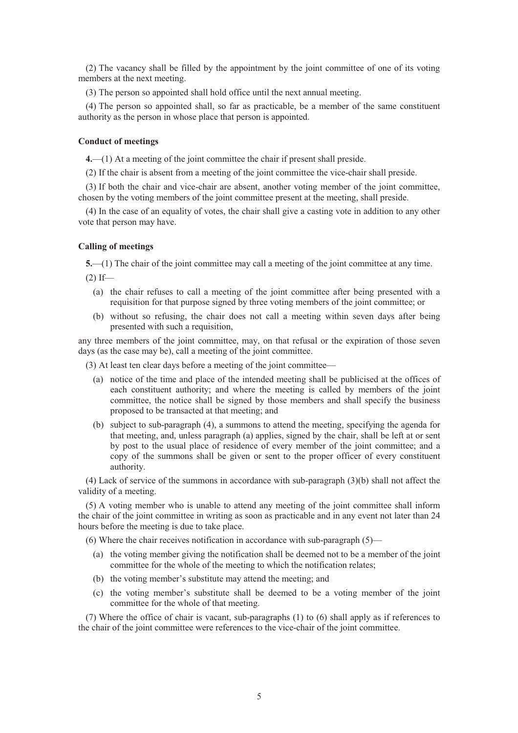(2) The vacancy shall be filled by the appointment by the joint committee of one of its voting members at the next meeting.

(3) The person so appointed shall hold office until the next annual meeting.

(4) The person so appointed shall, so far as practicable, be a member of the same constituent authority as the person in whose place that person is appointed.

### Conduct of meetings

**4.**—(1) At a meeting of the joint committee the chair if present shall preside.

(2) If the chair is absent from a meeting of the joint committee the vice-chair shall preside.

(3) If both the chair and vice-chair are absent, another voting member of the joint committee, chosen by the voting members of the joint committee present at the meeting, shall preside.

(4) In the case of an equality of votes, the chair shall give a casting vote in addition to any other vote that person may have.

### Calling of meetings

**5.**—(1) The chair of the joint committee may call a meeting of the joint committee at any time.

(2) If—

(a) the chair refuses to call a meeting of the joint committee after being presented with a requisition for that purpose signed by three voting members of the joint committee; or

(b) without so refusing, the chair does not call a meeting within seven days after being presented with such a requisition,

any three members of the joint committee, may, on that refusal or the expiration of those seven days (as the case may be), call a meeting of the joint committee.

(3) At least ten clear days before a meeting of the joint committee—

(a) notice of the time and place of the intended meeting shall be publicised at the offices of each constituent authority; and where the meeting is called by members of the joint committee, the notice shall be signed by those members and shall specify the business proposed to be transacted at that meeting; and

(b) subject to sub-paragraph (4), a summons to attend the meeting, specifying the agenda for that meeting, and, unless paragraph (a) applies, signed by the chair, shall be left at or sent by post to the usual place of residence of every member of the joint committee; and a copy of the summons shall be given or sent to the proper officer of every constituent authority.

(4) Lack of service of the summons in accordance with sub-paragraph (3)(b) shall not affect the validity of a meeting.

(5) A voting member who is unable to attend any meeting of the joint committee shall inform the chair of the joint committee in writing as soon as practicable and in any event not later than 24 hours before the meeting is due to take place.

(6) Where the chair receives notification in accordance with sub-paragraph (5)—

(a) the voting member giving the notification shall be deemed not to be a member of the joint committee for the whole of the meeting to which the notification relates;

(b) the voting member's substitute may attend the meeting; and

(c) the voting member's substitute shall be deemed to be a voting member of the joint committee for the whole of that meeting.

(7) Where the office of chair is vacant, sub-paragraphs (1) to (6) shall apply as if references to the chair of the joint committee were references to the vice-chair of the joint committee.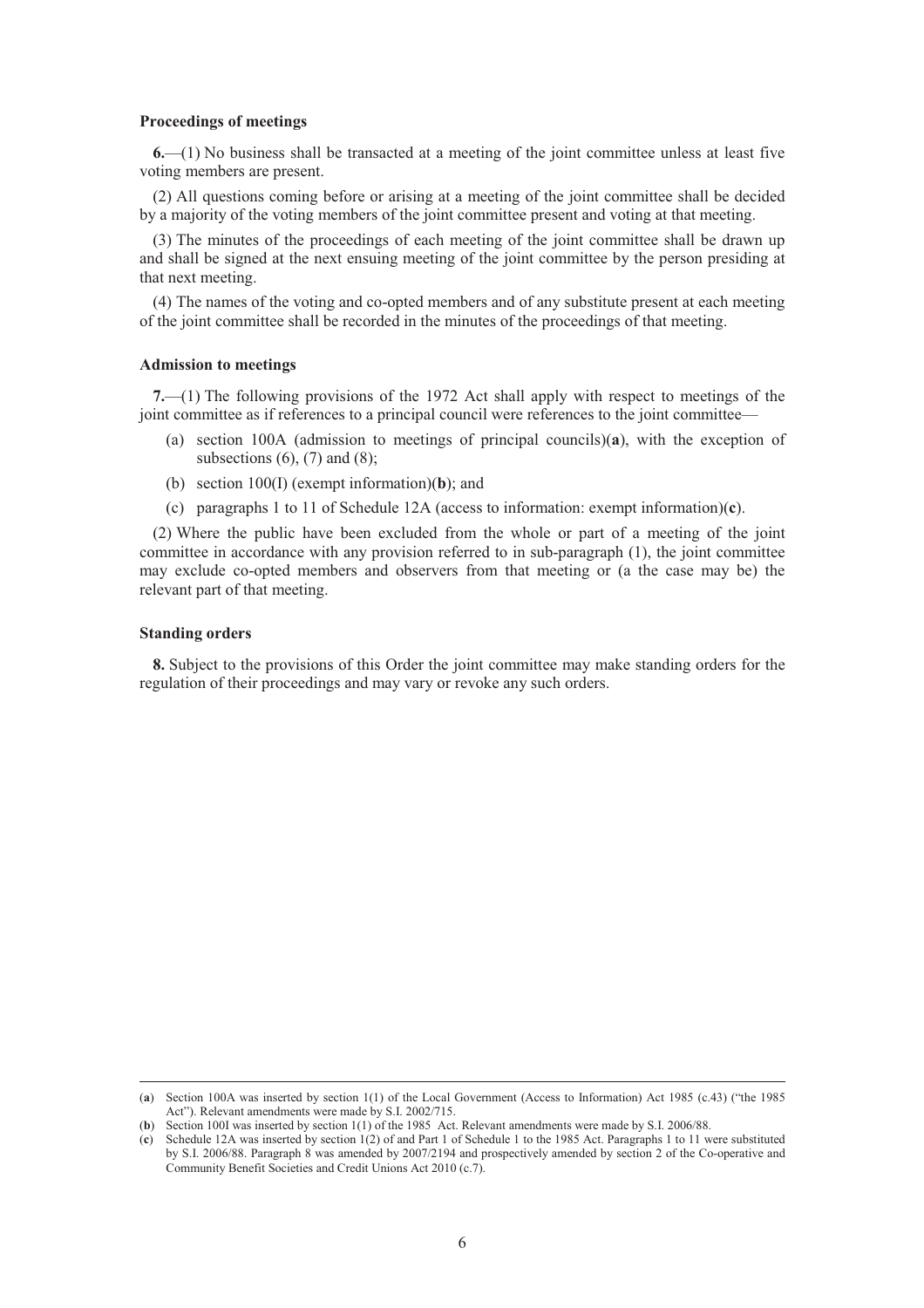**Proceedings of meetings**

**6.**—(1) No business shall be transacted at a meeting of the joint committee unless at least five voting members are present.

(2) All questions coming before or arising at a meeting of the joint committee shall be decided by a majority of the voting members of the joint committee present and voting at that meeting.

(3) The minutes of the proceedings of each meeting of the joint committee shall be drawn up and shall be signed at the next ensuing meeting of the joint committee by the person presiding at that next meeting.

(4) The names of the voting and co-opted members and of any substitute present at each meeting of the joint committee shall be recorded in the minutes of the proceedings of that meeting.

**Admission to meetings**

**7.**—(1) The following provisions of the 1972 Act shall apply with respect to meetings of the joint committee as if references to a principal council were references to the joint committee—

(a) section 100A (admission to meetings of principal councils)(**a**), with the exception of subsections (6), (7) and (8);

(b) section 100(I) (exempt information)(**b**); and

(c) paragraphs 1 to 11 of Schedule 12A (access to information: exempt information)(**c**).

(2) Where the public have been excluded from the whole or part of a meeting of the joint committee in accordance with any provision referred to in sub-paragraph (1), the joint committee may exclude co-opted members and observers from that meeting or (a the case may be) the relevant part of that meeting.

**Standing orders**

**8.** Subject to the provisions of this Order the joint committee may make standing orders for the regulation of their proceedings and may vary or revoke any such orders.

---

(**a**) Section 100A was inserted by section 1(1) of the Local Government (Access to Information) Act 1985 (c.43) ("the 1985 Act"). Relevant amendments were made by S.I. 2002/715.

(**b**) Section 100I was inserted by section 1(1) of the 1985 Act. Relevant amendments were made by S.I. 2006/88.

(**c**) Schedule 12A was inserted by section 1(2) of and Part 1 of Schedule 1 to the 1985 Act. Paragraphs 1 to 11 were substituted by S.I. 2006/88. Paragraph 8 was amended by 2007/2194 and prospectively amended by section 2 of the Co-operative and Community Benefit Societies and Credit Unions Act 2010 (c.7).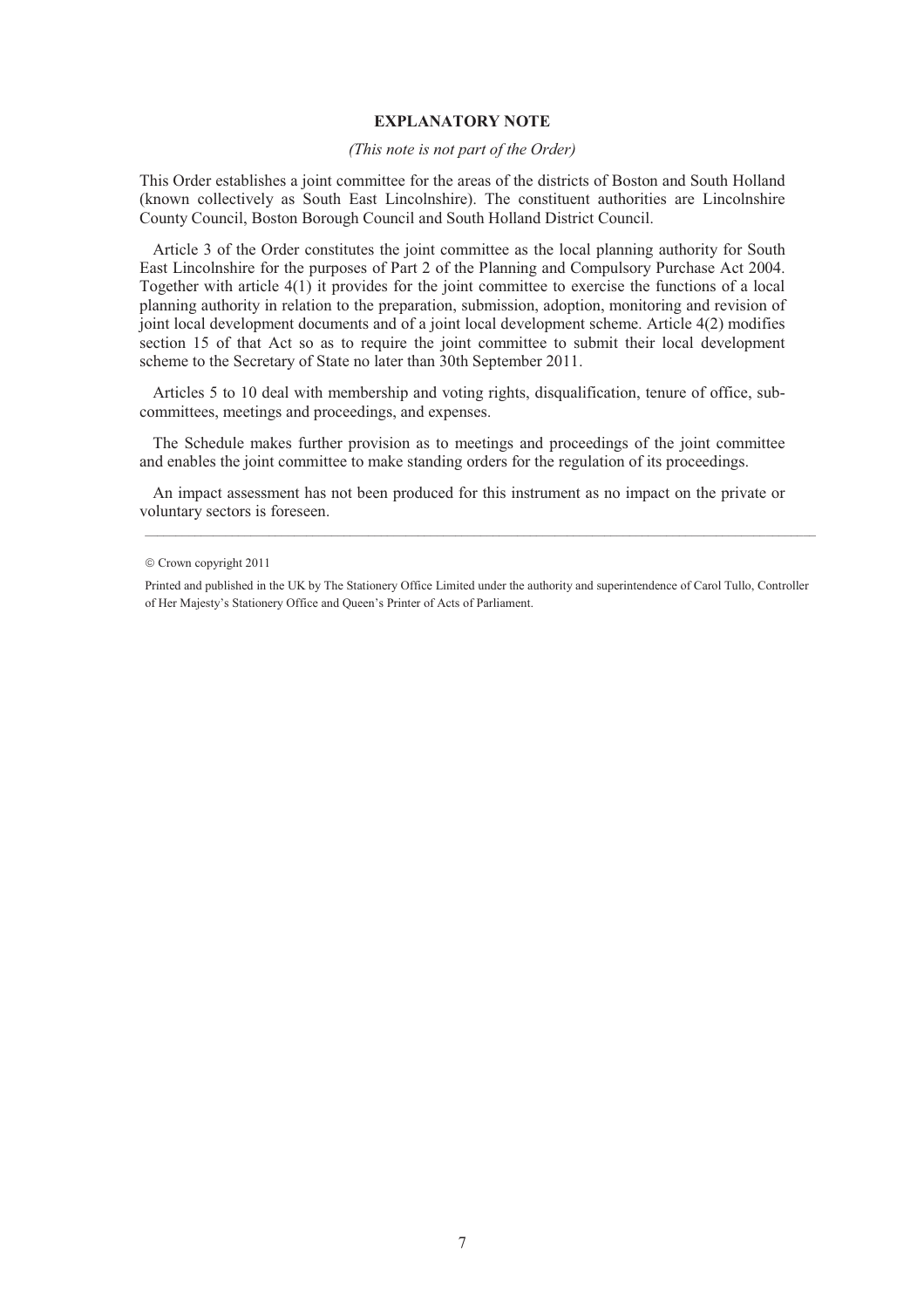## EXPLANATORY NOTE

*(This note is not part of the Order)*

This Order establishes a joint committee for the areas of the districts of Boston and South Holland (known collectively as South East Lincolnshire). The constituent authorities are Lincolnshire County Council, Boston Borough Council and South Holland District Council.

Article 3 of the Order constitutes the joint committee as the local planning authority for South East Lincolnshire for the purposes of Part 2 of the Planning and Compulsory Purchase Act 2004. Together with article 4(1) it provides for the joint committee to exercise the functions of a local planning authority in relation to the preparation, submission, adoption, monitoring and revision of joint local development documents and of a joint local development scheme. Article 4(2) modifies section 15 of that Act so as to require the joint committee to submit their local development scheme to the Secretary of State no later than 30th September 2011.

Articles 5 to 10 deal with membership and voting rights, disqualification, tenure of office, sub-committees, meetings and proceedings, and expenses.

The Schedule makes further provision as to meetings and proceedings of the joint committee and enables the joint committee to make standing orders for the regulation of its proceedings.

An impact assessment has not been produced for this instrument as no impact on the private or voluntary sectors is foreseen.

---

© Crown copyright 2011

Printed and published in the UK by The Stationery Office Limited under the authority and superintendence of Carol Tullo, Controller of Her Majesty's Stationery Office and Queen's Printer of Acts of Parliament.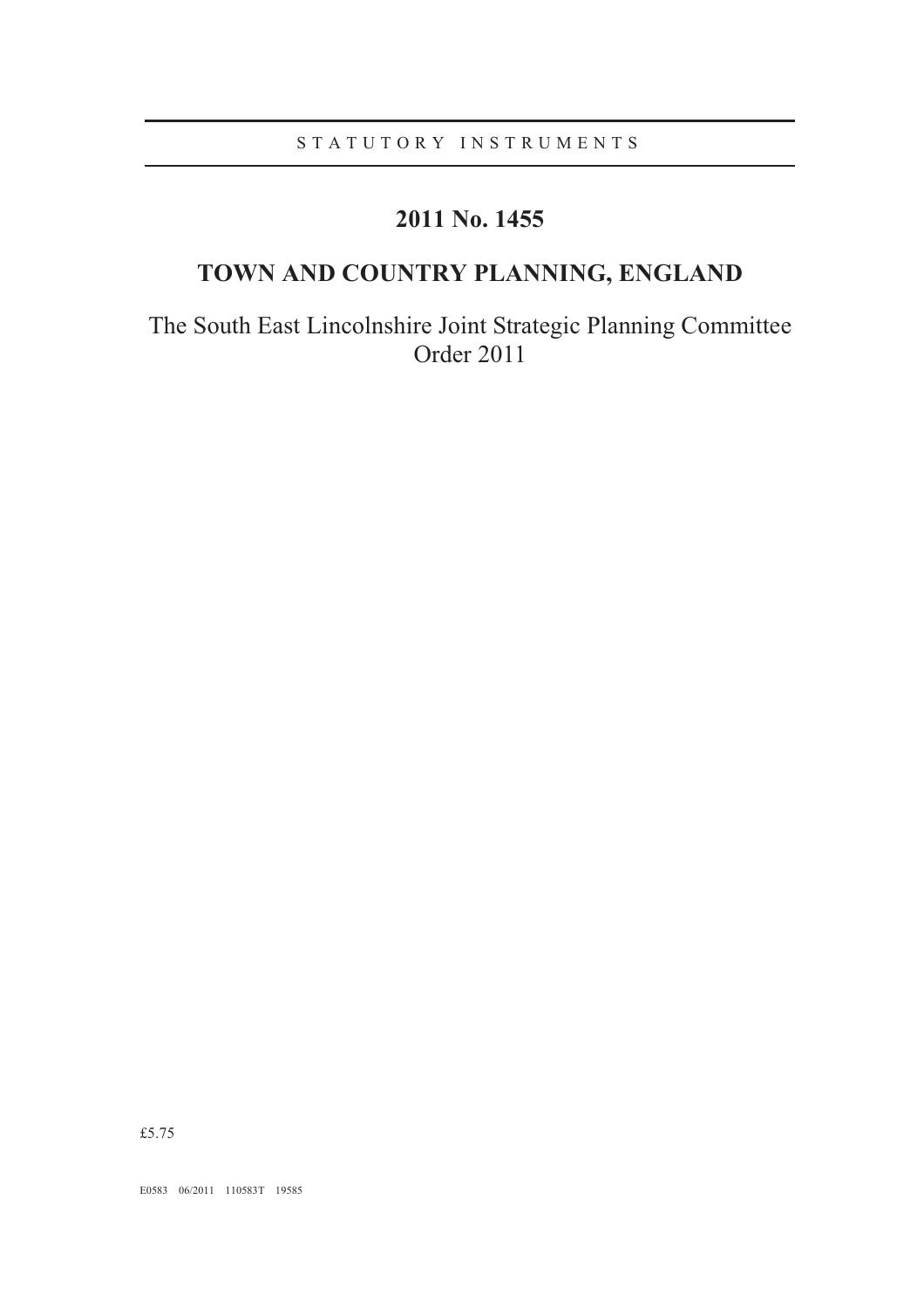STATUTORY INSTRUMENTS

# 2011 No. 1455

# TOWN AND COUNTRY PLANNING, ENGLAND

The South East Lincolnshire Joint Strategic Planning Committee Order 2011

£5.75

E0583 06/2011 110583T 19585